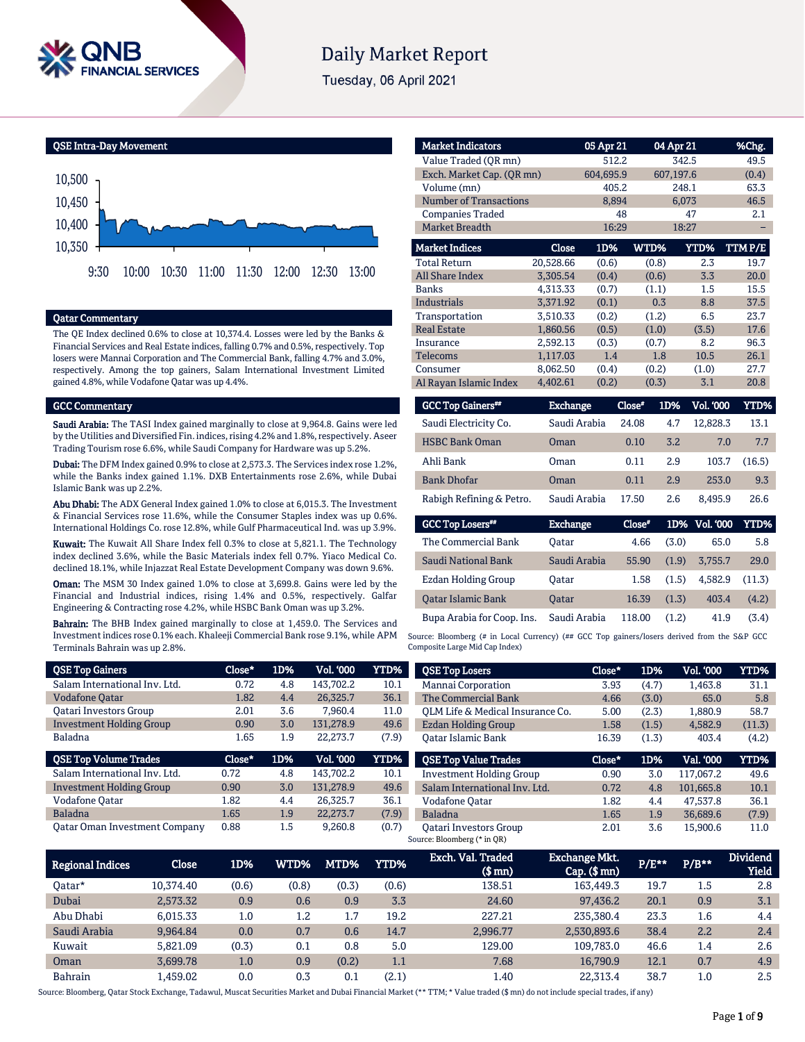# Daily Market Report

Tuesday, 06 April 2021

## QSE Intra-Day Movement

## Qatar Commentary

The QE Index declined 0.6% to close at 10,374.4. Losses were led by the Banks & Financial Services and Real Estate indices, falling 0.7% and 0.5%, respectively. Top losers were Mannai Corporation and The Commercial Bank, falling 4.7% and 3.0%, respectively. Among the top gainers, Salam International Investment Limited gained 4.8%, while Vodafone Qatar was up 4.4%.

## GCC Commentary

**Saudi Arabia:** The TASI Index gained marginally to close at 9,964.8. Gains were led by the Utilities and Diversified Fin. indices, rising 4.2% and 1.8%, respectively. Aseer Trading Tourism rose 6.6%, while Saudi Company for Hardware was up 5.2%.

**Dubai:** The DFM Index gained 0.9% to close at 2,573.3. The Services index rose 1.2%, while the Banks index gained 1.1%. DXB Entertainments rose 2.6%, while Dubai Islamic Bank was up 2.2%.

**Abu Dhabi:** The ADX General Index gained 1.0% to close at 6,015.3. The Investment & Financial Services rose 11.6%, while the Consumer Staples index was up 0.6%. International Holdings Co. rose 12.8%, while Gulf Pharmaceutical Ind. was up 3.9%.

**Kuwait:** The Kuwait All Share Index fell 0.3% to close at 5,821.1. The Technology index declined 3.6%, while the Basic Materials index fell 0.7%. Yiaco Medical Co. declined 18.1%, while Injazzat Real Estate Development Company was down 9.6%.

**Oman:** The MSM 30 Index gained 1.0% to close at 3,699.8. Gains were led by the Financial and Industrial indices, rising 1.4% and 0.5%, respectively. Galfar Engineering & Contracting rose 4.2%, while HSBC Bank Oman was up 3.2%.

**Bahrain:** The BHB Index gained marginally to close at 1,459.0. The Services and Investment indices rose 0.1% each. Khaleeji Commercial Bank rose 9.1%, while APM Terminals Bahrain was up 2.8%.

| Market Indicators | 05 Apr 21 | 04 Apr 21 | %Chg. |
|---|---|---|---|
| Value Traded (QR mn) | 512.2 | 342.5 | 49.5 |
| Exch. Market Cap. (QR mn) | 604,695.9 | 607,197.6 | (0.4) |
| Volume (mn) | 405.2 | 248.1 | 63.3 |
| Number of Transactions | 8,894 | 6,073 | 46.5 |
| Companies Traded | 48 | 47 | 2.1 |
| Market Breadth | 16:29 | 18:27 | – |

| Market Indices | Close | 1D% | WTD% | YTD% | TTM P/E |
|---|---|---|---|---|---|
| Total Return | 20,528.66 | (0.6) | (0.8) | 2.3 | 19.7 |
| All Share Index | 3,305.54 | (0.4) | (0.6) | 3.3 | 20.0 |
| Banks | 4,313.33 | (0.7) | (1.1) | 1.5 | 15.5 |
| Industrials | 3,371.92 | (0.1) | 0.3 | 8.8 | 37.5 |
| Transportation | 3,510.33 | (0.2) | (1.2) | 6.5 | 23.7 |
| Real Estate | 1,860.56 | (0.5) | (1.0) | (3.5) | 17.6 |
| Insurance | 2,592.13 | (0.3) | (0.7) | 8.2 | 96.3 |
| Telecoms | 1,117.03 | 1.4 | 1.8 | 10.5 | 26.1 |
| Consumer | 8,062.50 | (0.4) | (0.2) | (1.0) | 27.7 |
| Al Rayan Islamic Index | 4,402.61 | (0.2) | (0.3) | 3.1 | 20.8 |

| GCC Top Gainers## | Exchange | Close# | 1D% | Vol. '000 | YTD% |
|---|---|---|---|---|---|
| Saudi Electricity Co. | Saudi Arabia | 24.08 | 4.7 | 12,828.3 | 13.1 |
| HSBC Bank Oman | Oman | 0.10 | 3.2 | 7.0 | 7.7 |
| Ahli Bank | Oman | 0.11 | 2.9 | 103.7 | (16.5) |
| Bank Dhofar | Oman | 0.11 | 2.9 | 253.0 | 9.3 |
| Rabigh Refining & Petro. | Saudi Arabia | 17.50 | 2.6 | 8,495.9 | 26.6 |

| GCC Top Losers## | Exchange | Close# | 1D% | Vol. '000 | YTD% |
|---|---|---|---|---|---|
| The Commercial Bank | Qatar | 4.66 | (3.0) | 65.0 | 5.8 |
| Saudi National Bank | Saudi Arabia | 55.90 | (1.9) | 3,755.7 | 29.0 |
| Ezdan Holding Group | Qatar | 1.58 | (1.5) | 4,582.9 | (11.3) |
| Qatar Islamic Bank | Qatar | 16.39 | (1.3) | 403.4 | (4.2) |
| Bupa Arabia for Coop. Ins. | Saudi Arabia | 118.00 | (1.2) | 41.9 | (3.4) |

Source: Bloomberg (# in Local Currency) (## GCC Top gainers/losers derived from the S&P GCC Composite Large Mid Cap Index)

| QSE Top Gainers | Close* | 1D% | Vol. '000 | YTD% |
|---|---|---|---|---|
| Salam International Inv. Ltd. | 0.72 | 4.8 | 143,702.2 | 10.1 |
| Vodafone Qatar | 1.82 | 4.4 | 26,325.7 | 36.1 |
| Qatari Investors Group | 2.01 | 3.6 | 7,960.4 | 11.0 |
| Investment Holding Group | 0.90 | 3.0 | 131,278.9 | 49.6 |
| Baladna | 1.65 | 1.9 | 22,273.7 | (7.9) |

| QSE Top Volume Trades | Close* | 1D% | Vol. '000 | YTD% |
|---|---|---|---|---|
| Salam International Inv. Ltd. | 0.72 | 4.8 | 143,702.2 | 10.1 |
| Investment Holding Group | 0.90 | 3.0 | 131,278.9 | 49.6 |
| Vodafone Qatar | 1.82 | 4.4 | 26,325.7 | 36.1 |
| Baladna | 1.65 | 1.9 | 22,273.7 | (7.9) |
| Qatar Oman Investment Company | 0.88 | 1.5 | 9,260.8 | (0.7) |

| QSE Top Losers | Close* | 1D% | Vol. '000 | YTD% |
|---|---|---|---|---|
| Mannai Corporation | 3.93 | (4.7) | 1,463.8 | 31.1 |
| The Commercial Bank | 4.66 | (3.0) | 65.0 | 5.8 |
| QLM Life & Medical Insurance Co. | 5.00 | (2.3) | 1,880.9 | 58.7 |
| Ezdan Holding Group | 1.58 | (1.5) | 4,582.9 | (11.3) |
| Qatar Islamic Bank | 16.39 | (1.3) | 403.4 | (4.2) |

| QSE Top Value Trades | Close* | 1D% | Val. '000 | YTD% |
|---|---|---|---|---|
| Investment Holding Group | 0.90 | 3.0 | 117,067.2 | 49.6 |
| Salam International Inv. Ltd. | 0.72 | 4.8 | 101,665.8 | 10.1 |
| Vodafone Qatar | 1.82 | 4.4 | 47,537.8 | 36.1 |
| Baladna | 1.65 | 1.9 | 36,689.6 | (7.9) |
| Qatari Investors Group | 2.01 | 3.6 | 15,900.6 | 11.0 |

Source: Bloomberg (* in QR)

| Regional Indices | Close | 1D% | WTD% | MTD% | YTD% | Exch. Val. Traded ($ mn) | Exchange Mkt. Cap. ($ mn) | P/E** | P/B** | Dividend Yield |
|---|---|---|---|---|---|---|---|---|---|---|
| Qatar* | 10,374.40 | (0.6) | (0.8) | (0.3) | (0.6) | 138.51 | 163,449.3 | 19.7 | 1.5 | 2.8 |
| Dubai | 2,573.32 | 0.9 | 0.6 | 0.9 | 3.3 | 24.60 | 97,436.2 | 20.1 | 0.9 | 3.1 |
| Abu Dhabi | 6,015.33 | 1.0 | 1.2 | 1.7 | 19.2 | 227.21 | 235,380.4 | 23.3 | 1.6 | 4.4 |
| Saudi Arabia | 9,964.84 | 0.0 | 0.7 | 0.6 | 14.7 | 2,996.77 | 2,530,893.6 | 38.4 | 2.2 | 2.4 |
| Kuwait | 5,821.09 | (0.3) | 0.1 | 0.8 | 5.0 | 129.00 | 109,783.0 | 46.6 | 1.4 | 2.6 |
| Oman | 3,699.78 | 1.0 | 0.9 | (0.2) | 1.1 | 7.68 | 16,790.9 | 12.1 | 0.7 | 4.9 |
| Bahrain | 1,459.02 | 0.0 | 0.3 | 0.1 | (2.1) | 1.40 | 22,313.4 | 38.7 | 1.0 | 2.5 |

Source: Bloomberg, Qatar Stock Exchange, Tadawul, Muscat Securities Market and Dubai Financial Market (** TTM; * Value traded ($ mn) do not include special trades, if any)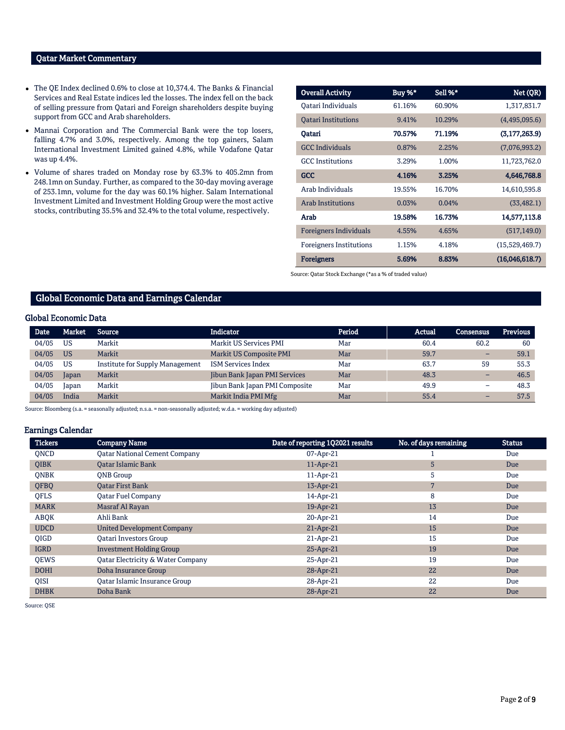## Qatar Market Commentary

- The QE Index declined 0.6% to close at 10,374.4. The Banks & Financial Services and Real Estate indices led the losses. The index fell on the back of selling pressure from Qatari and Foreign shareholders despite buying support from GCC and Arab shareholders.
- Mannai Corporation and The Commercial Bank were the top losers, falling 4.7% and 3.0%, respectively. Among the top gainers, Salam International Investment Limited gained 4.8%, while Vodafone Qatar was up 4.4%.
- Volume of shares traded on Monday rose by 63.3% to 405.2mn from 248.1mn on Sunday. Further, as compared to the 30-day moving average of 253.1mn, volume for the day was 60.1% higher. Salam International Investment Limited and Investment Holding Group were the most active stocks, contributing 35.5% and 32.4% to the total volume, respectively.

| Overall Activity | Buy %* | Sell %* | Net (QR) |
|---|---|---|---|
| Qatari Individuals | 61.16% | 60.90% | 1,317,831.7 |
| Qatari Institutions | 9.41% | 10.29% | (4,495,095.6) |
| **Qatari** | **70.57%** | **71.19%** | **(3,177,263.9)** |
| GCC Individuals | 0.87% | 2.25% | (7,076,993.2) |
| GCC Institutions | 3.29% | 1.00% | 11,723,762.0 |
| **GCC** | **4.16%** | **3.25%** | **4,646,768.8** |
| Arab Individuals | 19.55% | 16.70% | 14,610,595.8 |
| Arab Institutions | 0.03% | 0.04% | (33,482.1) |
| **Arab** | **19.58%** | **16.73%** | **14,577,113.8** |
| Foreigners Individuals | 4.55% | 4.65% | (517,149.0) |
| Foreigners Institutions | 1.15% | 4.18% | (15,529,469.7) |
| **Foreigners** | **5.69%** | **8.83%** | **(16,046,618.7)** |

Source: Qatar Stock Exchange (*as a % of traded value)

## Global Economic Data and Earnings Calendar

### Global Economic Data

| Date | Market | Source | Indicator | Period | Actual | Consensus | Previous |
|---|---|---|---|---|---|---|---|
| 04/05 | US | Markit | Markit US Services PMI | Mar | 60.4 | 60.2 | 60 |
| 04/05 | US | Markit | Markit US Composite PMI | Mar | 59.7 | – | 59.1 |
| 04/05 | US | Institute for Supply Management | ISM Services Index | Mar | 63.7 | 59 | 55.3 |
| 04/05 | Japan | Markit | Jibun Bank Japan PMI Services | Mar | 48.3 | – | 46.5 |
| 04/05 | Japan | Markit | Jibun Bank Japan PMI Composite | Mar | 49.9 | – | 48.3 |
| 04/05 | India | Markit | Markit India PMI Mfg | Mar | 55.4 | – | 57.5 |

Source: Bloomberg (s.a. = seasonally adjusted; n.s.a. = non-seasonally adjusted; w.d.a. = working day adjusted)

### Earnings Calendar

| Tickers | Company Name | Date of reporting 1Q2021 results | No. of days remaining | Status |
|---|---|---|---|---|
| QNCD | Qatar National Cement Company | 07-Apr-21 | 1 | Due |
| QIBK | Qatar Islamic Bank | 11-Apr-21 | 5 | Due |
| QNBK | QNB Group | 11-Apr-21 | 5 | Due |
| QFBQ | Qatar First Bank | 13-Apr-21 | 7 | Due |
| QFLS | Qatar Fuel Company | 14-Apr-21 | 8 | Due |
| MARK | Masraf Al Rayan | 19-Apr-21 | 13 | Due |
| ABQK | Ahli Bank | 20-Apr-21 | 14 | Due |
| UDCD | United Development Company | 21-Apr-21 | 15 | Due |
| QIGD | Qatari Investors Group | 21-Apr-21 | 15 | Due |
| IGRD | Investment Holding Group | 25-Apr-21 | 19 | Due |
| QEWS | Qatar Electricity & Water Company | 25-Apr-21 | 19 | Due |
| DOHI | Doha Insurance Group | 28-Apr-21 | 22 | Due |
| QISI | Qatar Islamic Insurance Group | 28-Apr-21 | 22 | Due |
| DHBK | Doha Bank | 28-Apr-21 | 22 | Due |

Source: QSE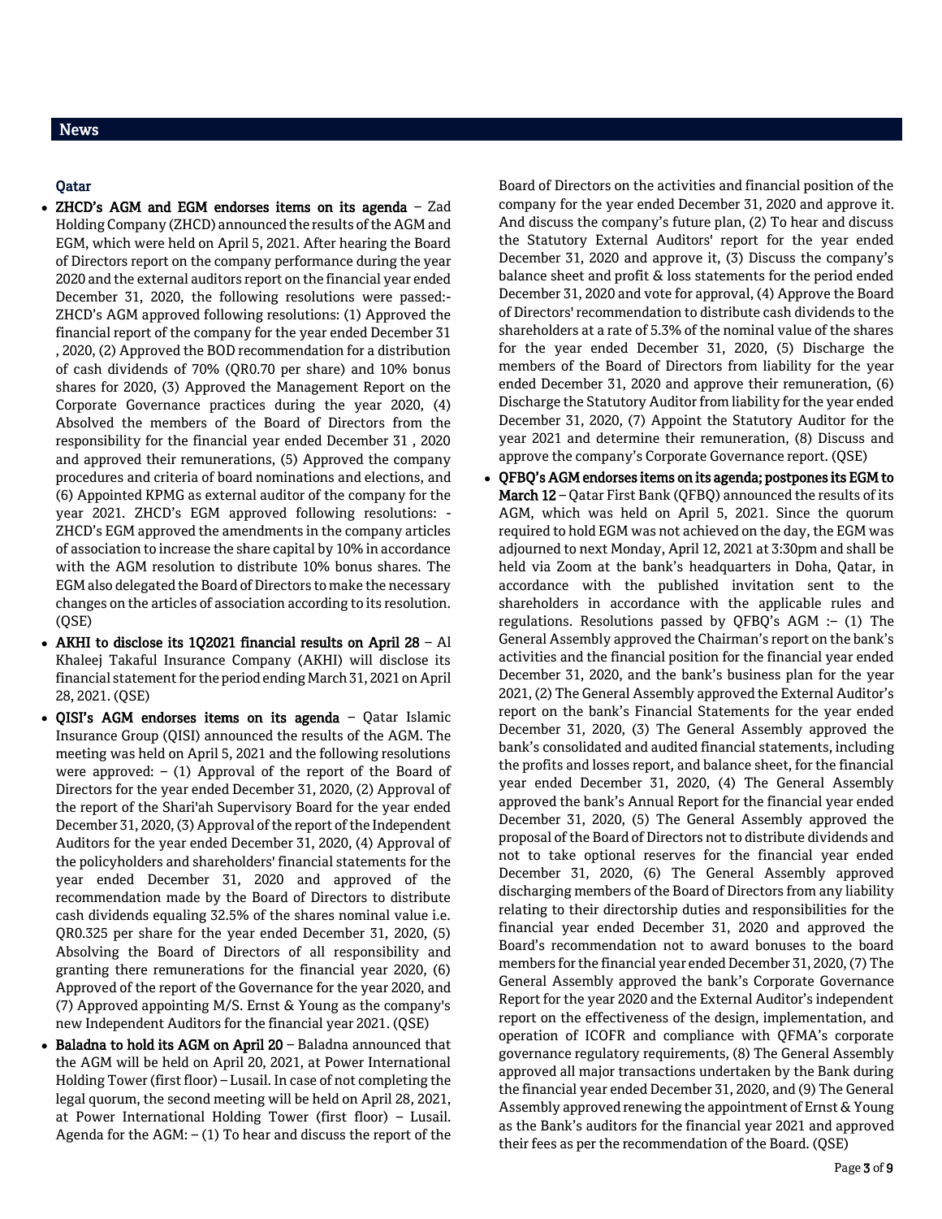## News

### Qatar

- **ZHCD's AGM and EGM endorses items on its agenda** – Zad Holding Company (ZHCD) announced the results of the AGM and EGM, which were held on April 5, 2021. After hearing the Board of Directors report on the company performance during the year 2020 and the external auditors report on the financial year ended December 31, 2020, the following resolutions were passed:- ZHCD's AGM approved following resolutions: (1) Approved the financial report of the company for the year ended December 31 , 2020, (2) Approved the BOD recommendation for a distribution of cash dividends of 70% (QR0.70 per share) and 10% bonus shares for 2020, (3) Approved the Management Report on the Corporate Governance practices during the year 2020, (4) Absolved the members of the Board of Directors from the responsibility for the financial year ended December 31 , 2020 and approved their remunerations, (5) Approved the company procedures and criteria of board nominations and elections, and (6) Appointed KPMG as external auditor of the company for the year 2021. ZHCD's EGM approved following resolutions: - ZHCD's EGM approved the amendments in the company articles of association to increase the share capital by 10% in accordance with the AGM resolution to distribute 10% bonus shares. The EGM also delegated the Board of Directors to make the necessary changes on the articles of association according to its resolution. (QSE)
- **AKHI to disclose its 1Q2021 financial results on April 28** – Al Khaleej Takaful Insurance Company (AKHI) will disclose its financial statement for the period ending March 31, 2021 on April 28, 2021. (QSE)
- **QISI's AGM endorses items on its agenda** – Qatar Islamic Insurance Group (QISI) announced the results of the AGM. The meeting was held on April 5, 2021 and the following resolutions were approved: – (1) Approval of the report of the Board of Directors for the year ended December 31, 2020, (2) Approval of the report of the Shari'ah Supervisory Board for the year ended December 31, 2020, (3) Approval of the report of the Independent Auditors for the year ended December 31, 2020, (4) Approval of the policyholders and shareholders' financial statements for the year ended December 31, 2020 and approved of the recommendation made by the Board of Directors to distribute cash dividends equaling 32.5% of the shares nominal value i.e. QR0.325 per share for the year ended December 31, 2020, (5) Absolving the Board of Directors of all responsibility and granting there remunerations for the financial year 2020, (6) Approved of the report of the Governance for the year 2020, and (7) Approved appointing M/S. Ernst & Young as the company's new Independent Auditors for the financial year 2021. (QSE)
- **Baladna to hold its AGM on April 20** – Baladna announced that the AGM will be held on April 20, 2021, at Power International Holding Tower (first floor) – Lusail. In case of not completing the legal quorum, the second meeting will be held on April 28, 2021, at Power International Holding Tower (first floor) – Lusail. Agenda for the AGM: – (1) To hear and discuss the report of the Board of Directors on the activities and financial position of the company for the year ended December 31, 2020 and approve it. And discuss the company's future plan, (2) To hear and discuss the Statutory External Auditors' report for the year ended December 31, 2020 and approve it, (3) Discuss the company's balance sheet and profit & loss statements for the period ended December 31, 2020 and vote for approval, (4) Approve the Board of Directors' recommendation to distribute cash dividends to the shareholders at a rate of 5.3% of the nominal value of the shares for the year ended December 31, 2020, (5) Discharge the members of the Board of Directors from liability for the year ended December 31, 2020 and approve their remuneration, (6) Discharge the Statutory Auditor from liability for the year ended December 31, 2020, (7) Appoint the Statutory Auditor for the year 2021 and determine their remuneration, (8) Discuss and approve the company's Corporate Governance report. (QSE)
- **QFBQ's AGM endorses items on its agenda; postpones its EGM to March 12** – Qatar First Bank (QFBQ) announced the results of its AGM, which was held on April 5, 2021. Since the quorum required to hold EGM was not achieved on the day, the EGM was adjourned to next Monday, April 12, 2021 at 3:30pm and shall be held via Zoom at the bank's headquarters in Doha, Qatar, in accordance with the published invitation sent to the shareholders in accordance with the applicable rules and regulations. Resolutions passed by QFBQ's AGM :– (1) The General Assembly approved the Chairman's report on the bank's activities and the financial position for the financial year ended December 31, 2020, and the bank's business plan for the year 2021, (2) The General Assembly approved the External Auditor's report on the bank's Financial Statements for the year ended December 31, 2020, (3) The General Assembly approved the bank's consolidated and audited financial statements, including the profits and losses report, and balance sheet, for the financial year ended December 31, 2020, (4) The General Assembly approved the bank's Annual Report for the financial year ended December 31, 2020, (5) The General Assembly approved the proposal of the Board of Directors not to distribute dividends and not to take optional reserves for the financial year ended December 31, 2020, (6) The General Assembly approved discharging members of the Board of Directors from any liability relating to their directorship duties and responsibilities for the financial year ended December 31, 2020 and approved the Board's recommendation not to award bonuses to the board members for the financial year ended December 31, 2020, (7) The General Assembly approved the bank's Corporate Governance Report for the year 2020 and the External Auditor's independent report on the effectiveness of the design, implementation, and operation of ICOFR and compliance with QFMA's corporate governance regulatory requirements, (8) The General Assembly approved all major transactions undertaken by the Bank during the financial year ended December 31, 2020, and (9) The General Assembly approved renewing the appointment of Ernst & Young as the Bank's auditors for the financial year 2021 and approved their fees as per the recommendation of the Board. (QSE)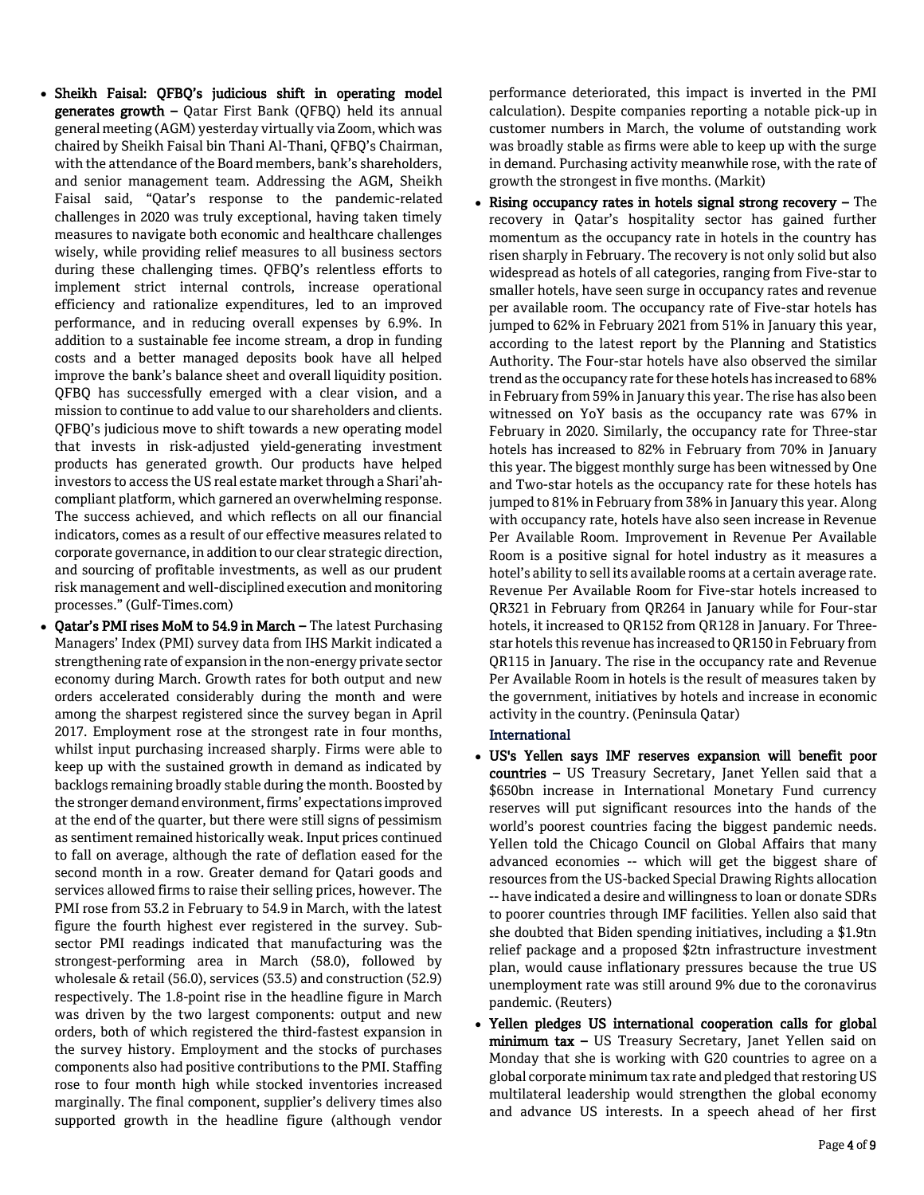- **Sheikh Faisal: QFBQ's judicious shift in operating model generates growth –** Qatar First Bank (QFBQ) held its annual general meeting (AGM) yesterday virtually via Zoom, which was chaired by Sheikh Faisal bin Thani Al-Thani, QFBQ's Chairman, with the attendance of the Board members, bank's shareholders, and senior management team. Addressing the AGM, Sheikh Faisal said, "Qatar's response to the pandemic-related challenges in 2020 was truly exceptional, having taken timely measures to navigate both economic and healthcare challenges wisely, while providing relief measures to all business sectors during these challenging times. QFBQ's relentless efforts to implement strict internal controls, increase operational efficiency and rationalize expenditures, led to an improved performance, and in reducing overall expenses by 6.9%. In addition to a sustainable fee income stream, a drop in funding costs and a better managed deposits book have all helped improve the bank's balance sheet and overall liquidity position. QFBQ has successfully emerged with a clear vision, and a mission to continue to add value to our shareholders and clients. QFBQ's judicious move to shift towards a new operating model that invests in risk-adjusted yield-generating investment products has generated growth. Our products have helped investors to access the US real estate market through a Shari'ah-compliant platform, which garnered an overwhelming response. The success achieved, and which reflects on all our financial indicators, comes as a result of our effective measures related to corporate governance, in addition to our clear strategic direction, and sourcing of profitable investments, as well as our prudent risk management and well-disciplined execution and monitoring processes." (Gulf-Times.com)
- **Qatar's PMI rises MoM to 54.9 in March –** The latest Purchasing Managers' Index (PMI) survey data from IHS Markit indicated a strengthening rate of expansion in the non-energy private sector economy during March. Growth rates for both output and new orders accelerated considerably during the month and were among the sharpest registered since the survey began in April 2017. Employment rose at the strongest rate in four months, whilst input purchasing increased sharply. Firms were able to keep up with the sustained growth in demand as indicated by backlogs remaining broadly stable during the month. Boosted by the stronger demand environment, firms' expectations improved at the end of the quarter, but there were still signs of pessimism as sentiment remained historically weak. Input prices continued to fall on average, although the rate of deflation eased for the second month in a row. Greater demand for Qatari goods and services allowed firms to raise their selling prices, however. The PMI rose from 53.2 in February to 54.9 in March, with the latest figure the fourth highest ever registered in the survey. Sub-sector PMI readings indicated that manufacturing was the strongest-performing area in March (58.0), followed by wholesale & retail (56.0), services (53.5) and construction (52.9) respectively. The 1.8-point rise in the headline figure in March was driven by the two largest components: output and new orders, both of which registered the third-fastest expansion in the survey history. Employment and the stocks of purchases components also had positive contributions to the PMI. Staffing rose to four month high while stocked inventories increased marginally. The final component, supplier's delivery times also supported growth in the headline figure (although vendor performance deteriorated, this impact is inverted in the PMI calculation). Despite companies reporting a notable pick-up in customer numbers in March, the volume of outstanding work was broadly stable as firms were able to keep up with the surge in demand. Purchasing activity meanwhile rose, with the rate of growth the strongest in five months. (Markit)
- **Rising occupancy rates in hotels signal strong recovery –** The recovery in Qatar's hospitality sector has gained further momentum as the occupancy rate in hotels in the country has risen sharply in February. The recovery is not only solid but also widespread as hotels of all categories, ranging from Five-star to smaller hotels, have seen surge in occupancy rates and revenue per available room. The occupancy rate of Five-star hotels has jumped to 62% in February 2021 from 51% in January this year, according to the latest report by the Planning and Statistics Authority. The Four-star hotels have also observed the similar trend as the occupancy rate for these hotels has increased to 68% in February from 59% in January this year. The rise has also been witnessed on YoY basis as the occupancy rate was 67% in February in 2020. Similarly, the occupancy rate for Three-star hotels has increased to 82% in February from 70% in January this year. The biggest monthly surge has been witnessed by One and Two-star hotels as the occupancy rate for these hotels has jumped to 81% in February from 38% in January this year. Along with occupancy rate, hotels have also seen increase in Revenue Per Available Room. Improvement in Revenue Per Available Room is a positive signal for hotel industry as it measures a hotel's ability to sell its available rooms at a certain average rate. Revenue Per Available Room for Five-star hotels increased to QR321 in February from QR264 in January while for Four-star hotels, it increased to QR152 from QR128 in January. For Three-star hotels this revenue has increased to QR150 in February from QR115 in January. The rise in the occupancy rate and Revenue Per Available Room in hotels is the result of measures taken by the government, initiatives by hotels and increase in economic activity in the country. (Peninsula Qatar)

## International

- **US's Yellen says IMF reserves expansion will benefit poor countries –** US Treasury Secretary, Janet Yellen said that a $650bn increase in International Monetary Fund currency reserves will put significant resources into the hands of the world's poorest countries facing the biggest pandemic needs. Yellen told the Chicago Council on Global Affairs that many advanced economies -- which will get the biggest share of resources from the US-backed Special Drawing Rights allocation -- have indicated a desire and willingness to loan or donate SDRs to poorer countries through IMF facilities. Yellen also said that she doubted that Biden spending initiatives, including a $1.9tn relief package and a proposed $2tn infrastructure investment plan, would cause inflationary pressures because the true US unemployment rate was still around 9% due to the coronavirus pandemic. (Reuters)
- **Yellen pledges US international cooperation calls for global minimum tax –** US Treasury Secretary, Janet Yellen said on Monday that she is working with G20 countries to agree on a global corporate minimum tax rate and pledged that restoring US multilateral leadership would strengthen the global economy and advance US interests. In a speech ahead of her first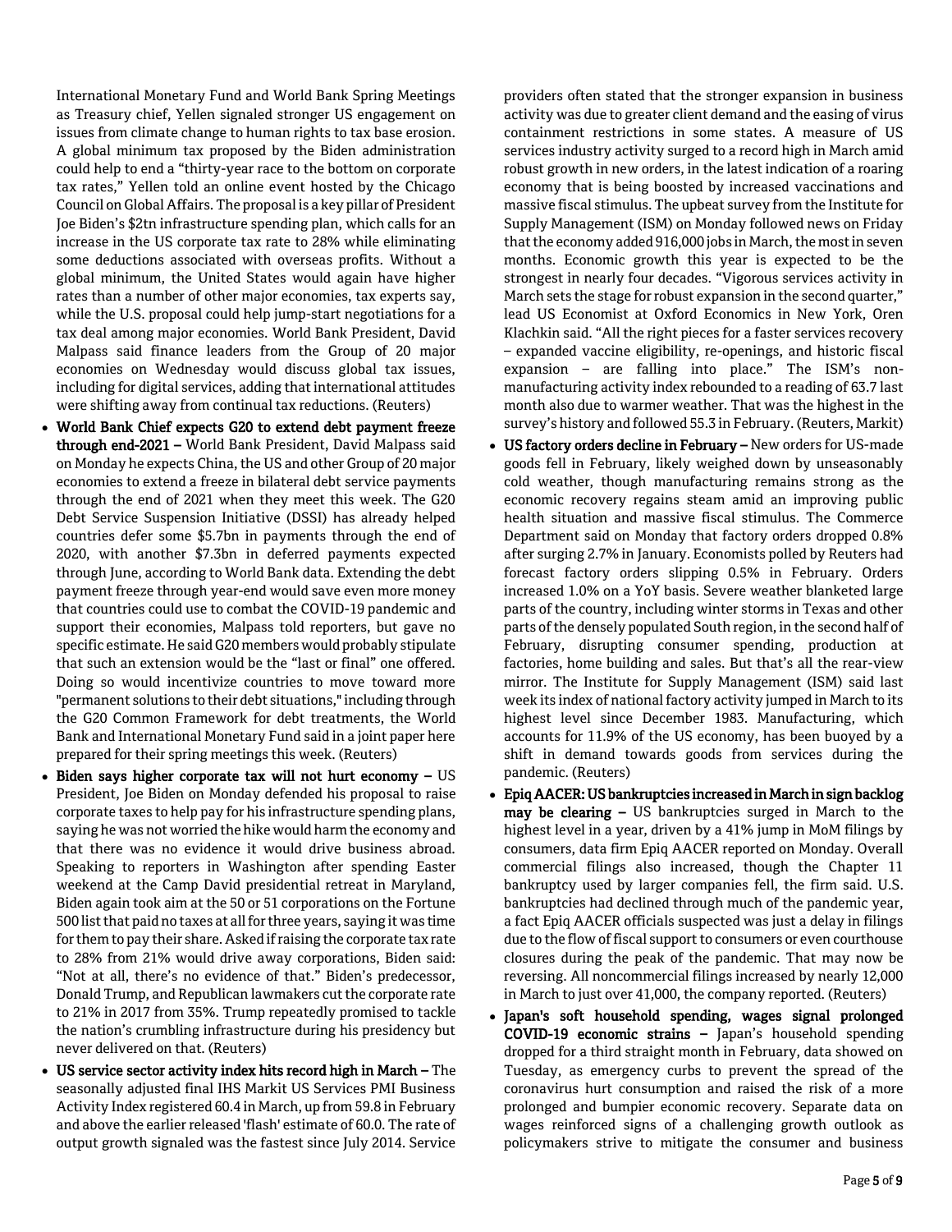International Monetary Fund and World Bank Spring Meetings as Treasury chief, Yellen signaled stronger US engagement on issues from climate change to human rights to tax base erosion. A global minimum tax proposed by the Biden administration could help to end a "thirty-year race to the bottom on corporate tax rates," Yellen told an online event hosted by the Chicago Council on Global Affairs. The proposal is a key pillar of President Joe Biden's $2tn infrastructure spending plan, which calls for an increase in the US corporate tax rate to 28% while eliminating some deductions associated with overseas profits. Without a global minimum, the United States would again have higher rates than a number of other major economies, tax experts say, while the U.S. proposal could help jump-start negotiations for a tax deal among major economies. World Bank President, David Malpass said finance leaders from the Group of 20 major economies on Wednesday would discuss global tax issues, including for digital services, adding that international attitudes were shifting away from continual tax reductions. (Reuters)

- **World Bank Chief expects G20 to extend debt payment freeze through end-2021 –** World Bank President, David Malpass said on Monday he expects China, the US and other Group of 20 major economies to extend a freeze in bilateral debt service payments through the end of 2021 when they meet this week. The G20 Debt Service Suspension Initiative (DSSI) has already helped countries defer some $5.7bn in payments through the end of 2020, with another $7.3bn in deferred payments expected through June, according to World Bank data. Extending the debt payment freeze through year-end would save even more money that countries could use to combat the COVID-19 pandemic and support their economies, Malpass told reporters, but gave no specific estimate. He said G20 members would probably stipulate that such an extension would be the "last or final" one offered. Doing so would incentivize countries to move toward more "permanent solutions to their debt situations," including through the G20 Common Framework for debt treatments, the World Bank and International Monetary Fund said in a joint paper here prepared for their spring meetings this week. (Reuters)
- **Biden says higher corporate tax will not hurt economy –** US President, Joe Biden on Monday defended his proposal to raise corporate taxes to help pay for his infrastructure spending plans, saying he was not worried the hike would harm the economy and that there was no evidence it would drive business abroad. Speaking to reporters in Washington after spending Easter weekend at the Camp David presidential retreat in Maryland, Biden again took aim at the 50 or 51 corporations on the Fortune 500 list that paid no taxes at all for three years, saying it was time for them to pay their share. Asked if raising the corporate tax rate to 28% from 21% would drive away corporations, Biden said: "Not at all, there's no evidence of that." Biden's predecessor, Donald Trump, and Republican lawmakers cut the corporate rate to 21% in 2017 from 35%. Trump repeatedly promised to tackle the nation's crumbling infrastructure during his presidency but never delivered on that. (Reuters)
- **US service sector activity index hits record high in March –** The seasonally adjusted final IHS Markit US Services PMI Business Activity Index registered 60.4 in March, up from 59.8 in February and above the earlier released 'flash' estimate of 60.0. The rate of output growth signaled was the fastest since July 2014. Service providers often stated that the stronger expansion in business activity was due to greater client demand and the easing of virus containment restrictions in some states. A measure of US services industry activity surged to a record high in March amid robust growth in new orders, in the latest indication of a roaring economy that is being boosted by increased vaccinations and massive fiscal stimulus. The upbeat survey from the Institute for Supply Management (ISM) on Monday followed news on Friday that the economy added 916,000 jobs in March, the most in seven months. Economic growth this year is expected to be the strongest in nearly four decades. "Vigorous services activity in March sets the stage for robust expansion in the second quarter," lead US Economist at Oxford Economics in New York, Oren Klachkin said. "All the right pieces for a faster services recovery – expanded vaccine eligibility, re-openings, and historic fiscal expansion – are falling into place." The ISM's non-manufacturing activity index rebounded to a reading of 63.7 last month also due to warmer weather. That was the highest in the survey's history and followed 55.3 in February. (Reuters, Markit)
- **US factory orders decline in February –** New orders for US-made goods fell in February, likely weighed down by unseasonably cold weather, though manufacturing remains strong as the economic recovery regains steam amid an improving public health situation and massive fiscal stimulus. The Commerce Department said on Monday that factory orders dropped 0.8% after surging 2.7% in January. Economists polled by Reuters had forecast factory orders slipping 0.5% in February. Orders increased 1.0% on a YoY basis. Severe weather blanketed large parts of the country, including winter storms in Texas and other parts of the densely populated South region, in the second half of February, disrupting consumer spending, production at factories, home building and sales. But that's all the rear-view mirror. The Institute for Supply Management (ISM) said last week its index of national factory activity jumped in March to its highest level since December 1983. Manufacturing, which accounts for 11.9% of the US economy, has been buoyed by a shift in demand towards goods from services during the pandemic. (Reuters)
- **Epiq AACER: US bankruptcies increased in March in sign backlog may be clearing –** US bankruptcies surged in March to the highest level in a year, driven by a 41% jump in MoM filings by consumers, data firm Epiq AACER reported on Monday. Overall commercial filings also increased, though the Chapter 11 bankruptcy used by larger companies fell, the firm said. U.S. bankruptcies had declined through much of the pandemic year, a fact Epiq AACER officials suspected was just a delay in filings due to the flow of fiscal support to consumers or even courthouse closures during the peak of the pandemic. That may now be reversing. All noncommercial filings increased by nearly 12,000 in March to just over 41,000, the company reported. (Reuters)
- **Japan's soft household spending, wages signal prolonged COVID-19 economic strains –** Japan's household spending dropped for a third straight month in February, data showed on Tuesday, as emergency curbs to prevent the spread of the coronavirus hurt consumption and raised the risk of a more prolonged and bumpier economic recovery. Separate data on wages reinforced signs of a challenging growth outlook as policymakers strive to mitigate the consumer and business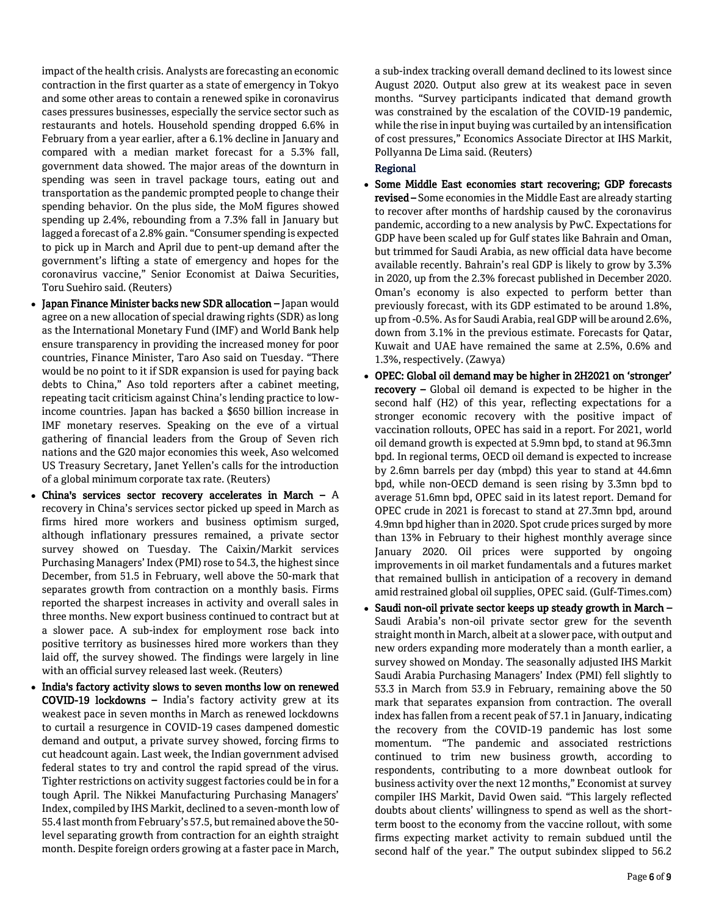impact of the health crisis. Analysts are forecasting an economic contraction in the first quarter as a state of emergency in Tokyo and some other areas to contain a renewed spike in coronavirus cases pressures businesses, especially the service sector such as restaurants and hotels. Household spending dropped 6.6% in February from a year earlier, after a 6.1% decline in January and compared with a median market forecast for a 5.3% fall, government data showed. The major areas of the downturn in spending was seen in travel package tours, eating out and transportation as the pandemic prompted people to change their spending behavior. On the plus side, the MoM figures showed spending up 2.4%, rebounding from a 7.3% fall in January but lagged a forecast of a 2.8% gain. "Consumer spending is expected to pick up in March and April due to pent-up demand after the government's lifting a state of emergency and hopes for the coronavirus vaccine," Senior Economist at Daiwa Securities, Toru Suehiro said. (Reuters)

- **Japan Finance Minister backs new SDR allocation –** Japan would agree on a new allocation of special drawing rights (SDR) as long as the International Monetary Fund (IMF) and World Bank help ensure transparency in providing the increased money for poor countries, Finance Minister, Taro Aso said on Tuesday. "There would be no point to it if SDR expansion is used for paying back debts to China," Aso told reporters after a cabinet meeting, repeating tacit criticism against China's lending practice to low-income countries. Japan has backed a $650 billion increase in IMF monetary reserves. Speaking on the eve of a virtual gathering of financial leaders from the Group of Seven rich nations and the G20 major economies this week, Aso welcomed US Treasury Secretary, Janet Yellen's calls for the introduction of a global minimum corporate tax rate. (Reuters)
- **China's services sector recovery accelerates in March –** A recovery in China's services sector picked up speed in March as firms hired more workers and business optimism surged, although inflationary pressures remained, a private sector survey showed on Tuesday. The Caixin/Markit services Purchasing Managers' Index (PMI) rose to 54.3, the highest since December, from 51.5 in February, well above the 50-mark that separates growth from contraction on a monthly basis. Firms reported the sharpest increases in activity and overall sales in three months. New export business continued to contract but at a slower pace. A sub-index for employment rose back into positive territory as businesses hired more workers than they laid off, the survey showed. The findings were largely in line with an official survey released last week. (Reuters)
- **India's factory activity slows to seven months low on renewed COVID-19 lockdowns –** India's factory activity grew at its weakest pace in seven months in March as renewed lockdowns to curtail a resurgence in COVID-19 cases dampened domestic demand and output, a private survey showed, forcing firms to cut headcount again. Last week, the Indian government advised federal states to try and control the rapid spread of the virus. Tighter restrictions on activity suggest factories could be in for a tough April. The Nikkei Manufacturing Purchasing Managers' Index, compiled by IHS Markit, declined to a seven-month low of 55.4 last month from February's 57.5, but remained above the 50-level separating growth from contraction for an eighth straight month. Despite foreign orders growing at a faster pace in March, a sub-index tracking overall demand declined to its lowest since August 2020. Output also grew at its weakest pace in seven months. "Survey participants indicated that demand growth was constrained by the escalation of the COVID-19 pandemic, while the rise in input buying was curtailed by an intensification of cost pressures," Economics Associate Director at IHS Markit, Pollyanna De Lima said. (Reuters)

## Regional

- **Some Middle East economies start recovering; GDP forecasts revised –** Some economies in the Middle East are already starting to recover after months of hardship caused by the coronavirus pandemic, according to a new analysis by PwC. Expectations for GDP have been scaled up for Gulf states like Bahrain and Oman, but trimmed for Saudi Arabia, as new official data have become available recently. Bahrain's real GDP is likely to grow by 3.3% in 2020, up from the 2.3% forecast published in December 2020. Oman's economy is also expected to perform better than previously forecast, with its GDP estimated to be around 1.8%, up from -0.5%. As for Saudi Arabia, real GDP will be around 2.6%, down from 3.1% in the previous estimate. Forecasts for Qatar, Kuwait and UAE have remained the same at 2.5%, 0.6% and 1.3%, respectively. (Zawya)
- **OPEC: Global oil demand may be higher in 2H2021 on 'stronger' recovery –** Global oil demand is expected to be higher in the second half (H2) of this year, reflecting expectations for a stronger economic recovery with the positive impact of vaccination rollouts, OPEC has said in a report. For 2021, world oil demand growth is expected at 5.9mn bpd, to stand at 96.3mn bpd. In regional terms, OECD oil demand is expected to increase by 2.6mn barrels per day (mbpd) this year to stand at 44.6mn bpd, while non-OECD demand is seen rising by 3.3mn bpd to average 51.6mn bpd, OPEC said in its latest report. Demand for OPEC crude in 2021 is forecast to stand at 27.3mn bpd, around 4.9mn bpd higher than in 2020. Spot crude prices surged by more than 13% in February to their highest monthly average since January 2020. Oil prices were supported by ongoing improvements in oil market fundamentals and a futures market that remained bullish in anticipation of a recovery in demand amid restrained global oil supplies, OPEC said. (Gulf-Times.com)
- **Saudi non-oil private sector keeps up steady growth in March –** Saudi Arabia's non-oil private sector grew for the seventh straight month in March, albeit at a slower pace, with output and new orders expanding more moderately than a month earlier, a survey showed on Monday. The seasonally adjusted IHS Markit Saudi Arabia Purchasing Managers' Index (PMI) fell slightly to 53.3 in March from 53.9 in February, remaining above the 50 mark that separates expansion from contraction. The overall index has fallen from a recent peak of 57.1 in January, indicating the recovery from the COVID-19 pandemic has lost some momentum. "The pandemic and associated restrictions continued to trim new business growth, according to respondents, contributing to a more downbeat outlook for business activity over the next 12 months," Economist at survey compiler IHS Markit, David Owen said. "This largely reflected doubts about clients' willingness to spend as well as the short-term boost to the economy from the vaccine rollout, with some firms expecting market activity to remain subdued until the second half of the year." The output subindex slipped to 56.2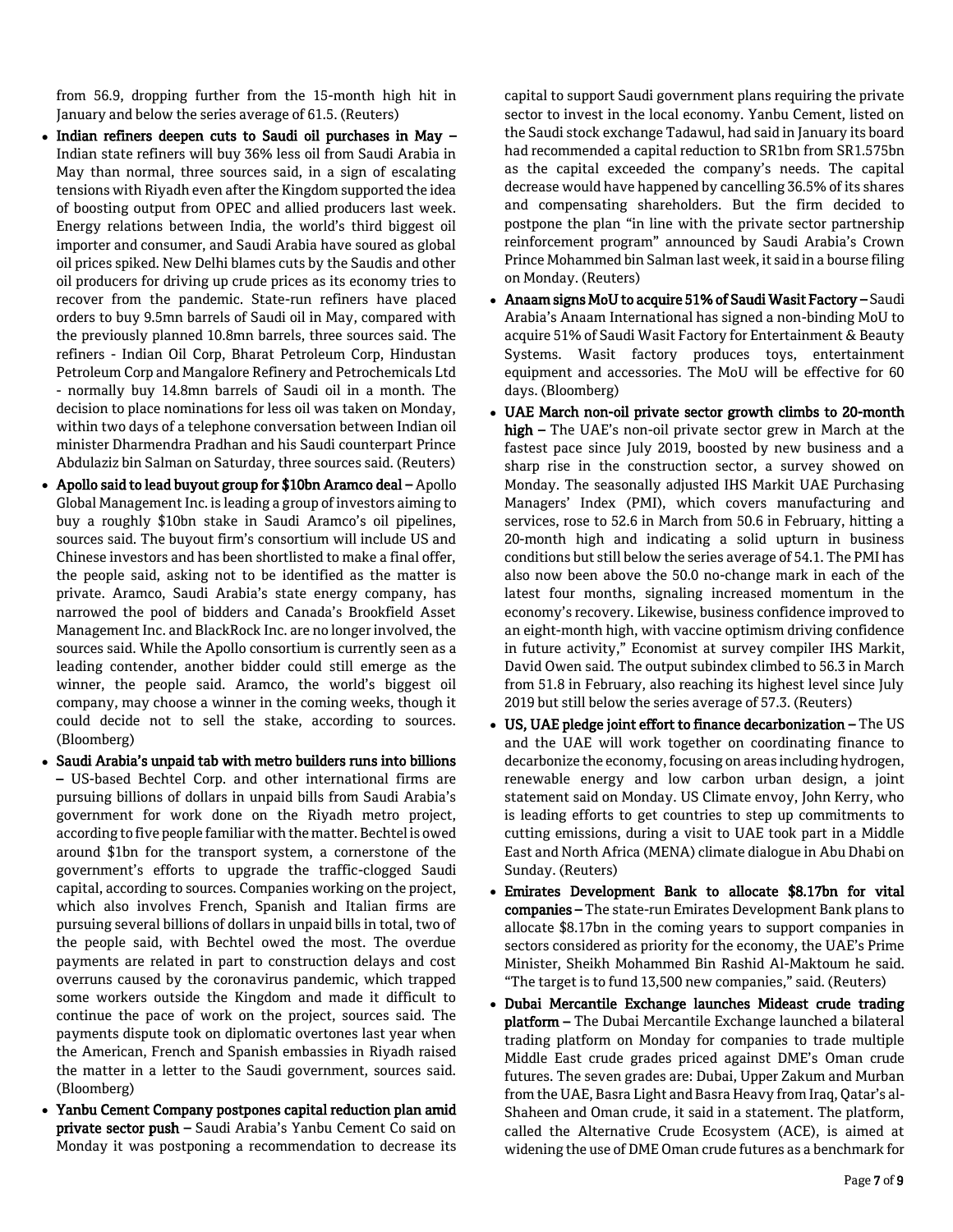from 56.9, dropping further from the 15-month high hit in January and below the series average of 61.5. (Reuters)

- **Indian refiners deepen cuts to Saudi oil purchases in May –** Indian state refiners will buy 36% less oil from Saudi Arabia in May than normal, three sources said, in a sign of escalating tensions with Riyadh even after the Kingdom supported the idea of boosting output from OPEC and allied producers last week. Energy relations between India, the world's third biggest oil importer and consumer, and Saudi Arabia have soured as global oil prices spiked. New Delhi blames cuts by the Saudis and other oil producers for driving up crude prices as its economy tries to recover from the pandemic. State-run refiners have placed orders to buy 9.5mn barrels of Saudi oil in May, compared with the previously planned 10.8mn barrels, three sources said. The refiners - Indian Oil Corp, Bharat Petroleum Corp, Hindustan Petroleum Corp and Mangalore Refinery and Petrochemicals Ltd - normally buy 14.8mn barrels of Saudi oil in a month. The decision to place nominations for less oil was taken on Monday, within two days of a telephone conversation between Indian oil minister Dharmendra Pradhan and his Saudi counterpart Prince Abdulaziz bin Salman on Saturday, three sources said. (Reuters)
- **Apollo said to lead buyout group for $10bn Aramco deal –** Apollo Global Management Inc. is leading a group of investors aiming to buy a roughly $10bn stake in Saudi Aramco's oil pipelines, sources said. The buyout firm's consortium will include US and Chinese investors and has been shortlisted to make a final offer, the people said, asking not to be identified as the matter is private. Aramco, Saudi Arabia's state energy company, has narrowed the pool of bidders and Canada's Brookfield Asset Management Inc. and BlackRock Inc. are no longer involved, the sources said. While the Apollo consortium is currently seen as a leading contender, another bidder could still emerge as the winner, the people said. Aramco, the world's biggest oil company, may choose a winner in the coming weeks, though it could decide not to sell the stake, according to sources. (Bloomberg)
- **Saudi Arabia's unpaid tab with metro builders runs into billions –** US-based Bechtel Corp. and other international firms are pursuing billions of dollars in unpaid bills from Saudi Arabia's government for work done on the Riyadh metro project, according to five people familiar with the matter. Bechtel is owed around $1bn for the transport system, a cornerstone of the government's efforts to upgrade the traffic-clogged Saudi capital, according to sources. Companies working on the project, which also involves French, Spanish and Italian firms are pursuing several billions of dollars in unpaid bills in total, two of the people said, with Bechtel owed the most. The overdue payments are related in part to construction delays and cost overruns caused by the coronavirus pandemic, which trapped some workers outside the Kingdom and made it difficult to continue the pace of work on the project, sources said. The payments dispute took on diplomatic overtones last year when the American, French and Spanish embassies in Riyadh raised the matter in a letter to the Saudi government, sources said. (Bloomberg)
- **Yanbu Cement Company postpones capital reduction plan amid private sector push –** Saudi Arabia's Yanbu Cement Co said on Monday it was postponing a recommendation to decrease its capital to support Saudi government plans requiring the private sector to invest in the local economy. Yanbu Cement, listed on the Saudi stock exchange Tadawul, had said in January its board had recommended a capital reduction to SR1bn from SR1.575bn as the capital exceeded the company's needs. The capital decrease would have happened by cancelling 36.5% of its shares and compensating shareholders. But the firm decided to postpone the plan "in line with the private sector partnership reinforcement program" announced by Saudi Arabia's Crown Prince Mohammed bin Salman last week, it said in a bourse filing on Monday. (Reuters)
- **Anaam signs MoU to acquire 51% of Saudi Wasit Factory –** Saudi Arabia's Anaam International has signed a non-binding MoU to acquire 51% of Saudi Wasit Factory for Entertainment & Beauty Systems. Wasit factory produces toys, entertainment equipment and accessories. The MoU will be effective for 60 days. (Bloomberg)
- **UAE March non-oil private sector growth climbs to 20-month high –** The UAE's non-oil private sector grew in March at the fastest pace since July 2019, boosted by new business and a sharp rise in the construction sector, a survey showed on Monday. The seasonally adjusted IHS Markit UAE Purchasing Managers' Index (PMI), which covers manufacturing and services, rose to 52.6 in March from 50.6 in February, hitting a 20-month high and indicating a solid upturn in business conditions but still below the series average of 54.1. The PMI has also now been above the 50.0 no-change mark in each of the latest four months, signaling increased momentum in the economy's recovery. Likewise, business confidence improved to an eight-month high, with vaccine optimism driving confidence in future activity," Economist at survey compiler IHS Markit, David Owen said. The output subindex climbed to 56.3 in March from 51.8 in February, also reaching its highest level since July 2019 but still below the series average of 57.3. (Reuters)
- **US, UAE pledge joint effort to finance decarbonization –** The US and the UAE will work together on coordinating finance to decarbonize the economy, focusing on areas including hydrogen, renewable energy and low carbon urban design, a joint statement said on Monday. US Climate envoy, John Kerry, who is leading efforts to get countries to step up commitments to cutting emissions, during a visit to UAE took part in a Middle East and North Africa (MENA) climate dialogue in Abu Dhabi on Sunday. (Reuters)
- **Emirates Development Bank to allocate $8.17bn for vital companies –** The state-run Emirates Development Bank plans to allocate $8.17bn in the coming years to support companies in sectors considered as priority for the economy, the UAE's Prime Minister, Sheikh Mohammed Bin Rashid Al-Maktoum he said. "The target is to fund 13,500 new companies," said. (Reuters)
- **Dubai Mercantile Exchange launches Mideast crude trading platform –** The Dubai Mercantile Exchange launched a bilateral trading platform on Monday for companies to trade multiple Middle East crude grades priced against DME's Oman crude futures. The seven grades are: Dubai, Upper Zakum and Murban from the UAE, Basra Light and Basra Heavy from Iraq, Qatar's al-Shaheen and Oman crude, it said in a statement. The platform, called the Alternative Crude Ecosystem (ACE), is aimed at widening the use of DME Oman crude futures as a benchmark for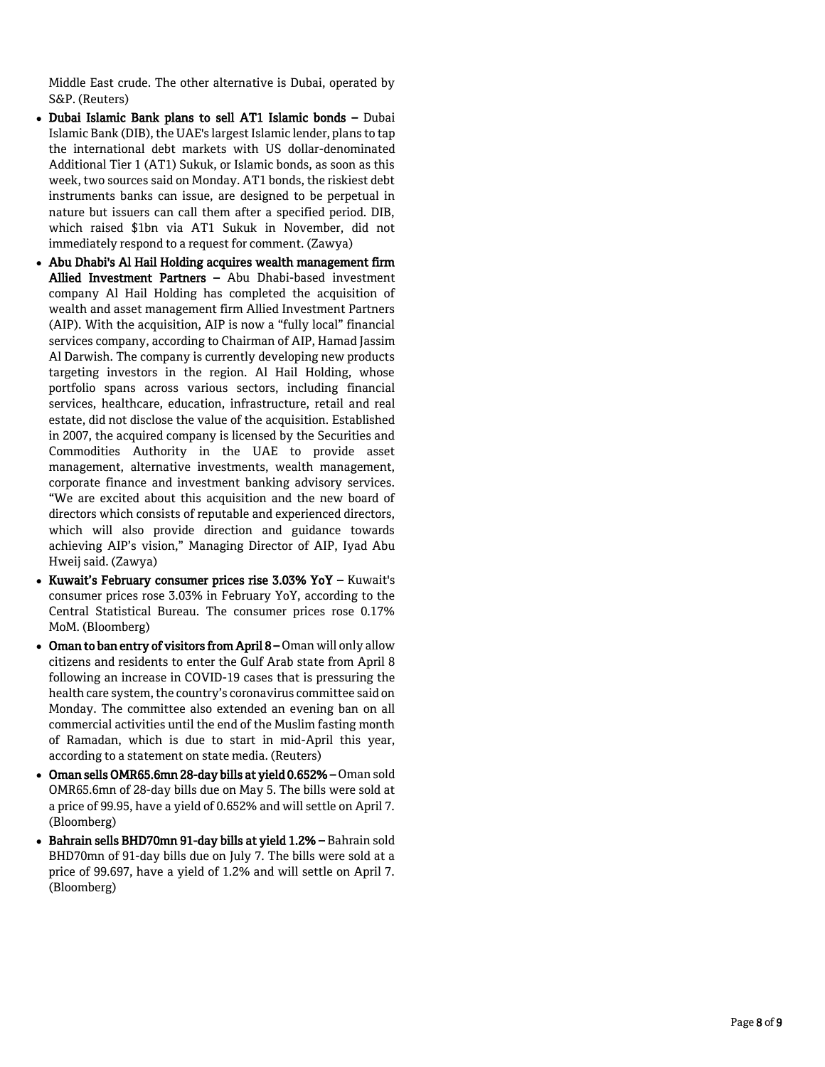Middle East crude. The other alternative is Dubai, operated by S&P. (Reuters)

- **Dubai Islamic Bank plans to sell AT1 Islamic bonds –** Dubai Islamic Bank (DIB), the UAE's largest Islamic lender, plans to tap the international debt markets with US dollar-denominated Additional Tier 1 (AT1) Sukuk, or Islamic bonds, as soon as this week, two sources said on Monday. AT1 bonds, the riskiest debt instruments banks can issue, are designed to be perpetual in nature but issuers can call them after a specified period. DIB, which raised $1bn via AT1 Sukuk in November, did not immediately respond to a request for comment. (Zawya)
- **Abu Dhabi's Al Hail Holding acquires wealth management firm Allied Investment Partners –** Abu Dhabi-based investment company Al Hail Holding has completed the acquisition of wealth and asset management firm Allied Investment Partners (AIP). With the acquisition, AIP is now a "fully local" financial services company, according to Chairman of AIP, Hamad Jassim Al Darwish. The company is currently developing new products targeting investors in the region. Al Hail Holding, whose portfolio spans across various sectors, including financial services, healthcare, education, infrastructure, retail and real estate, did not disclose the value of the acquisition. Established in 2007, the acquired company is licensed by the Securities and Commodities Authority in the UAE to provide asset management, alternative investments, wealth management, corporate finance and investment banking advisory services. "We are excited about this acquisition and the new board of directors which consists of reputable and experienced directors, which will also provide direction and guidance towards achieving AIP's vision," Managing Director of AIP, Iyad Abu Hweij said. (Zawya)
- **Kuwait's February consumer prices rise 3.03% YoY –** Kuwait's consumer prices rose 3.03% in February YoY, according to the Central Statistical Bureau. The consumer prices rose 0.17% MoM. (Bloomberg)
- **Oman to ban entry of visitors from April 8 –** Oman will only allow citizens and residents to enter the Gulf Arab state from April 8 following an increase in COVID-19 cases that is pressuring the health care system, the country's coronavirus committee said on Monday. The committee also extended an evening ban on all commercial activities until the end of the Muslim fasting month of Ramadan, which is due to start in mid-April this year, according to a statement on state media. (Reuters)
- **Oman sells OMR65.6mn 28-day bills at yield 0.652% –** Oman sold OMR65.6mn of 28-day bills due on May 5. The bills were sold at a price of 99.95, have a yield of 0.652% and will settle on April 7. (Bloomberg)
- **Bahrain sells BHD70mn 91-day bills at yield 1.2% –** Bahrain sold BHD70mn of 91-day bills due on July 7. The bills were sold at a price of 99.697, have a yield of 1.2% and will settle on April 7. (Bloomberg)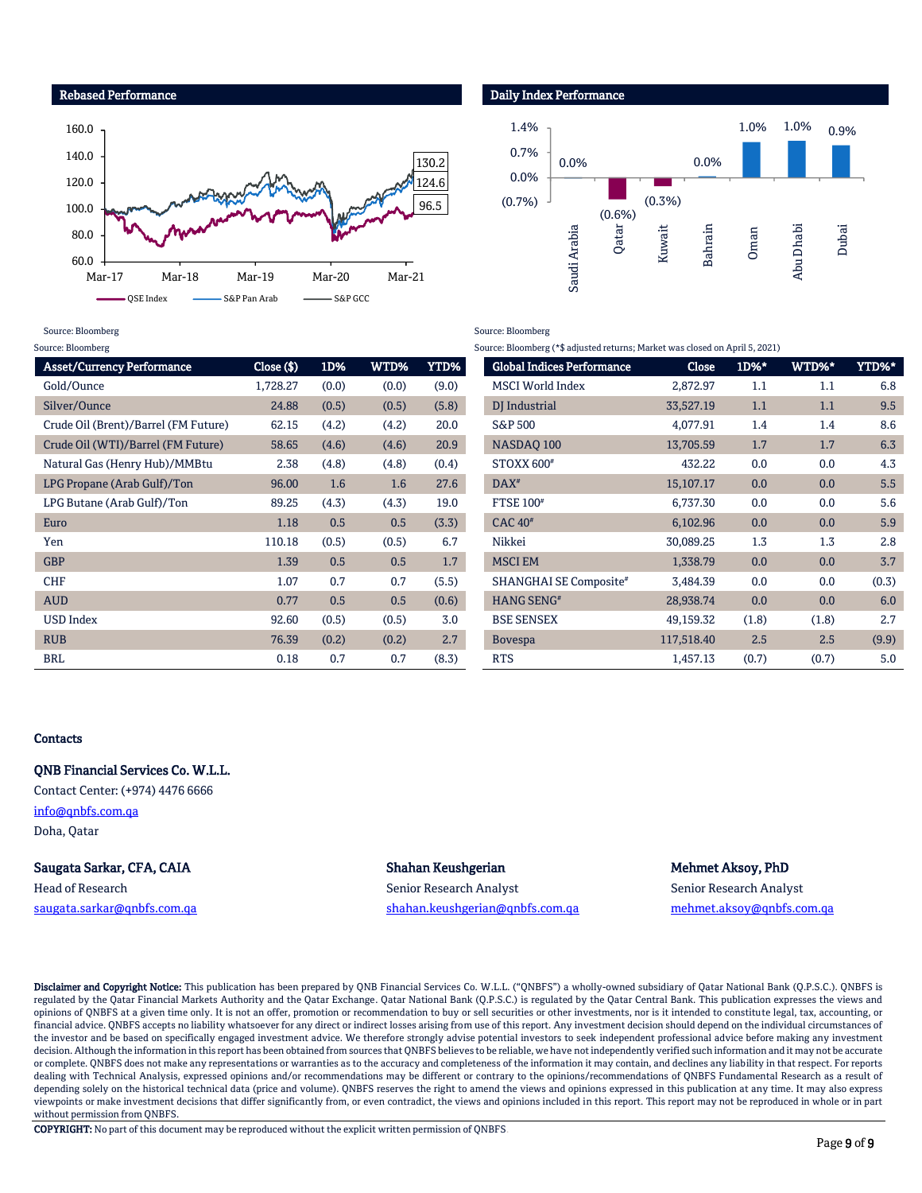## Rebased Performance

160.0
140.0
120.0
100.0
80.0
60.0

Mar-17 Mar-18 Mar-19 Mar-20 Mar-21

130.2
124.6
96.5

QSE Index S&P Pan Arab S&P GCC

Source: Bloomberg

## Daily Index Performance

1.4%
0.7%
0.0%
(0.7%)

0.0% (0.6%) (0.3%) 0.0% 1.0% 1.0% 0.9%

Saudi Arabia Qatar Kuwait Bahrain Oman Abu Dhabi Dubai

Source: Bloomberg

Source: Bloomberg

| Asset/Currency Performance | Close ($) | 1D% | WTD% | YTD% |
|---|---|---|---|---|
| Gold/Ounce | 1,728.27 | (0.0) | (0.0) | (9.0) |
| Silver/Ounce | 24.88 | (0.5) | (0.5) | (5.8) |
| Crude Oil (Brent)/Barrel (FM Future) | 62.15 | (4.2) | (4.2) | 20.0 |
| Crude Oil (WTI)/Barrel (FM Future) | 58.65 | (4.6) | (4.6) | 20.9 |
| Natural Gas (Henry Hub)/MMBtu | 2.38 | (4.8) | (4.8) | (0.4) |
| LPG Propane (Arab Gulf)/Ton | 96.00 | 1.6 | 1.6 | 27.6 |
| LPG Butane (Arab Gulf)/Ton | 89.25 | (4.3) | (4.3) | 19.0 |
| Euro | 1.18 | 0.5 | 0.5 | (3.3) |
| Yen | 110.18 | (0.5) | (0.5) | 6.7 |
| GBP | 1.39 | 0.5 | 0.5 | 1.7 |
| CHF | 1.07 | 0.7 | 0.7 | (5.5) |
| AUD | 0.77 | 0.5 | 0.5 | (0.6) |
| USD Index | 92.60 | (0.5) | (0.5) | 3.0 |
| RUB | 76.39 | (0.2) | (0.2) | 2.7 |
| BRL | 0.18 | 0.7 | 0.7 | (8.3) |

Source: Bloomberg (*$ adjusted returns; Market was closed on April 5, 2021)

| Global Indices Performance | Close | 1D%* | WTD%* | YTD%* |
|---|---|---|---|---|
| MSCI World Index | 2,872.97 | 1.1 | 1.1 | 6.8 |
| DJ Industrial | 33,527.19 | 1.1 | 1.1 | 9.5 |
| S&P 500 | 4,077.91 | 1.4 | 1.4 | 8.6 |
| NASDAQ 100 | 13,705.59 | 1.7 | 1.7 | 6.3 |
| STOXX 600# | 432.22 | 0.0 | 0.0 | 4.3 |
| DAX# | 15,107.17 | 0.0 | 0.0 | 5.5 |
| FTSE 100# | 6,737.30 | 0.0 | 0.0 | 5.6 |
| CAC 40# | 6,102.96 | 0.0 | 0.0 | 5.9 |
| Nikkei | 30,089.25 | 1.3 | 1.3 | 2.8 |
| MSCI EM | 1,338.79 | 0.0 | 0.0 | 3.7 |
| SHANGHAI SE Composite# | 3,484.39 | 0.0 | 0.0 | (0.3) |
| HANG SENG# | 28,938.74 | 0.0 | 0.0 | 6.0 |
| BSE SENSEX | 49,159.32 | (1.8) | (1.8) | 2.7 |
| Bovespa | 117,518.40 | 2.5 | 2.5 | (9.9) |
| RTS | 1,457.13 | (0.7) | (0.7) | 5.0 |

### Contacts

**QNB Financial Services Co. W.L.L.**
Contact Center: (+974) 4476 6666
info@qnbfs.com.qa
Doha, Qatar

**Saugata Sarkar, CFA, CAIA**
Head of Research
saugata.sarkar@qnbfs.com.qa

**Shahan Keushgerian**
Senior Research Analyst
shahan.keushgerian@qnbfs.com.qa

**Mehmet Aksoy, PhD**
Senior Research Analyst
mehmet.aksoy@qnbfs.com.qa

**Disclaimer and Copyright Notice:** This publication has been prepared by QNB Financial Services Co. W.L.L. ("QNBFS") a wholly-owned subsidiary of Qatar National Bank (Q.P.S.C.). QNBFS is regulated by the Qatar Financial Markets Authority and the Qatar Exchange. Qatar National Bank (Q.P.S.C.) is regulated by the Qatar Central Bank. This publication expresses the views and opinions of QNBFS at a given time only. It is not an offer, promotion or recommendation to buy or sell securities or other investments, nor is it intended to constitute legal, tax, accounting, or financial advice. QNBFS accepts no liability whatsoever for any direct or indirect losses arising from use of this report. Any investment decision should depend on the individual circumstances of the investor and be based on specifically engaged investment advice. We therefore strongly advise potential investors to seek independent professional advice before making any investment decision. Although the information in this report has been obtained from sources that QNBFS believes to be reliable, we have not independently verified such information and it may not be accurate or complete. QNBFS does not make any representations or warranties as to the accuracy and completeness of the information it may contain, and declines any liability in that respect. For reports dealing with Technical Analysis, expressed opinions and/or recommendations may be different or contrary to the opinions/recommendations of QNBFS Fundamental Research as a result of depending solely on the historical technical data (price and volume). QNBFS reserves the right to amend the views and opinions expressed in this publication at any time. It may also express viewpoints or make investment decisions that differ significantly from, or even contradict, the views and opinions included in this report. This report may not be reproduced in whole or in part without permission from QNBFS.

**COPYRIGHT:** No part of this document may be reproduced without the explicit written permission of QNBFS